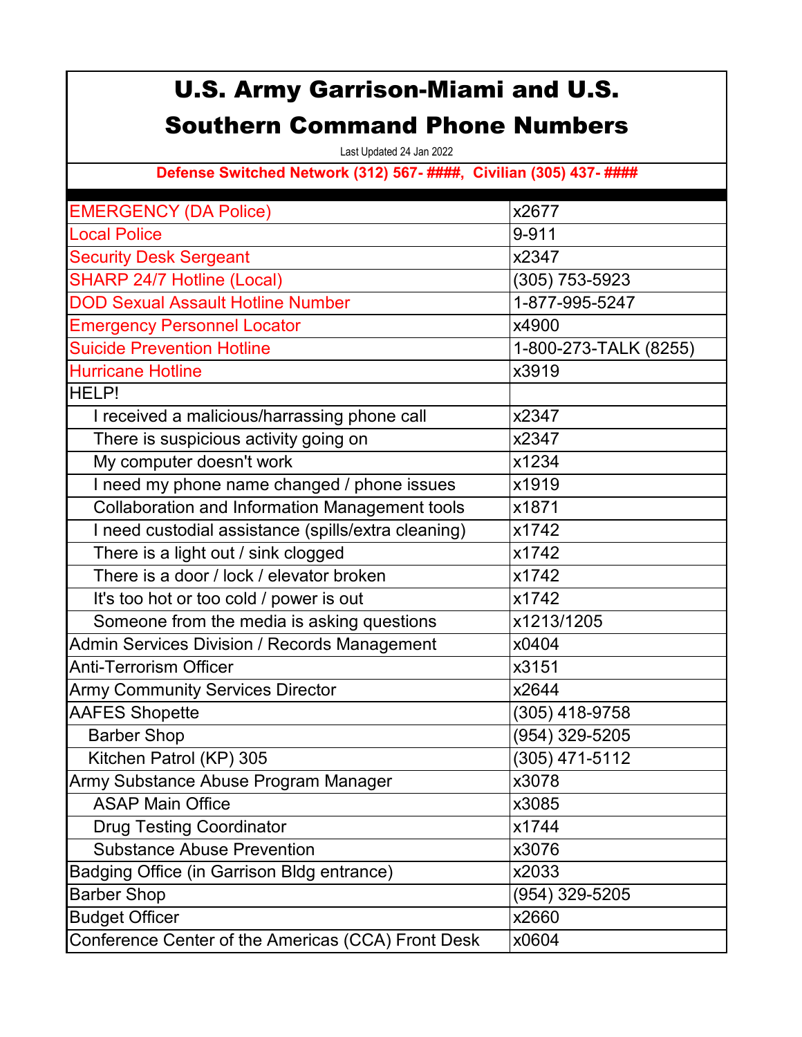# U.S. Army Garrison-Miami and U.S. Southern Command Phone Numbers

Last Updated 24 Jan 2022

**Defense Switched Network (312) 567- ####, Civilian (305) 437- ####**

| | |
|---|---|
| EMERGENCY (DA Police) | x2677 |
| Local Police | 9-911 |
| Security Desk Sergeant | x2347 |
| SHARP 24/7 Hotline (Local) | (305) 753-5923 |
| DOD Sexual Assault Hotline Number | 1-877-995-5247 |
| Emergency Personnel Locator | x4900 |
| Suicide Prevention Hotline | 1-800-273-TALK (8255) |
| Hurricane Hotline | x3919 |
| HELP! | |
| I received a malicious/harrassing phone call | x2347 |
| There is suspicious activity going on | x2347 |
| My computer doesn't work | x1234 |
| I need my phone name changed / phone issues | x1919 |
| Collaboration and Information Management tools | x1871 |
| I need custodial assistance (spills/extra cleaning) | x1742 |
| There is a light out / sink clogged | x1742 |
| There is a door / lock / elevator broken | x1742 |
| It's too hot or too cold / power is out | x1742 |
| Someone from the media is asking questions | x1213/1205 |
| Admin Services Division / Records Management | x0404 |
| Anti-Terrorism Officer | x3151 |
| Army Community Services Director | x2644 |
| AAFES Shopette | (305) 418-9758 |
| Barber Shop | (954) 329-5205 |
| Kitchen Patrol (KP) 305 | (305) 471-5112 |
| Army Substance Abuse Program Manager | x3078 |
| ASAP Main Office | x3085 |
| Drug Testing Coordinator | x1744 |
| Substance Abuse Prevention | x3076 |
| Badging Office (in Garrison Bldg entrance) | x2033 |
| Barber Shop | (954) 329-5205 |
| Budget Officer | x2660 |
| Conference Center of the Americas (CCA) Front Desk | x0604 |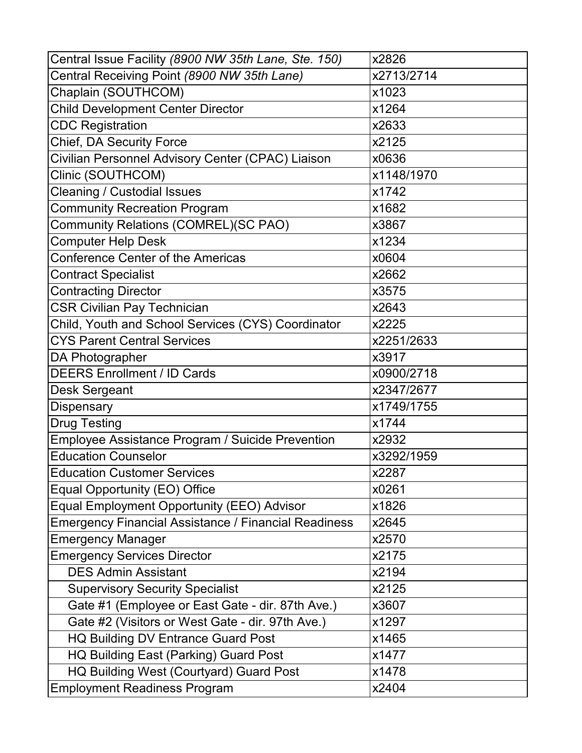| | |
|---|---|
| Central Issue Facility *(8900 NW 35th Lane, Ste. 150)* | x2826 |
| Central Receiving Point *(8900 NW 35th Lane)* | x2713/2714 |
| Chaplain (SOUTHCOM) | x1023 |
| Child Development Center Director | x1264 |
| CDC Registration | x2633 |
| Chief, DA Security Force | x2125 |
| Civilian Personnel Advisory Center (CPAC) Liaison | x0636 |
| Clinic (SOUTHCOM) | x1148/1970 |
| Cleaning / Custodial Issues | x1742 |
| Community Recreation Program | x1682 |
| Community Relations (COMREL)(SC PAO) | x3867 |
| Computer Help Desk | x1234 |
| Conference Center of the Americas | x0604 |
| Contract Specialist | x2662 |
| Contracting Director | x3575 |
| CSR Civilian Pay Technician | x2643 |
| Child, Youth and School Services (CYS) Coordinator | x2225 |
| CYS Parent Central Services | x2251/2633 |
| DA Photographer | x3917 |
| DEERS Enrollment / ID Cards | x0900/2718 |
| Desk Sergeant | x2347/2677 |
| Dispensary | x1749/1755 |
| Drug Testing | x1744 |
| Employee Assistance Program / Suicide Prevention | x2932 |
| Education Counselor | x3292/1959 |
| Education Customer Services | x2287 |
| Equal Opportunity (EO) Office | x0261 |
| Equal Employment Opportunity (EEO) Advisor | x1826 |
| Emergency Financial Assistance / Financial Readiness | x2645 |
| Emergency Manager | x2570 |
| Emergency Services Director | x2175 |
| DES Admin Assistant | x2194 |
| Supervisory Security Specialist | x2125 |
| Gate #1 (Employee or East Gate - dir. 87th Ave.) | x3607 |
| Gate #2 (Visitors or West Gate - dir. 97th Ave.) | x1297 |
| HQ Building DV Entrance Guard Post | x1465 |
| HQ Building East (Parking) Guard Post | x1477 |
| HQ Building West (Courtyard) Guard Post | x1478 |
| Employment Readiness Program | x2404 |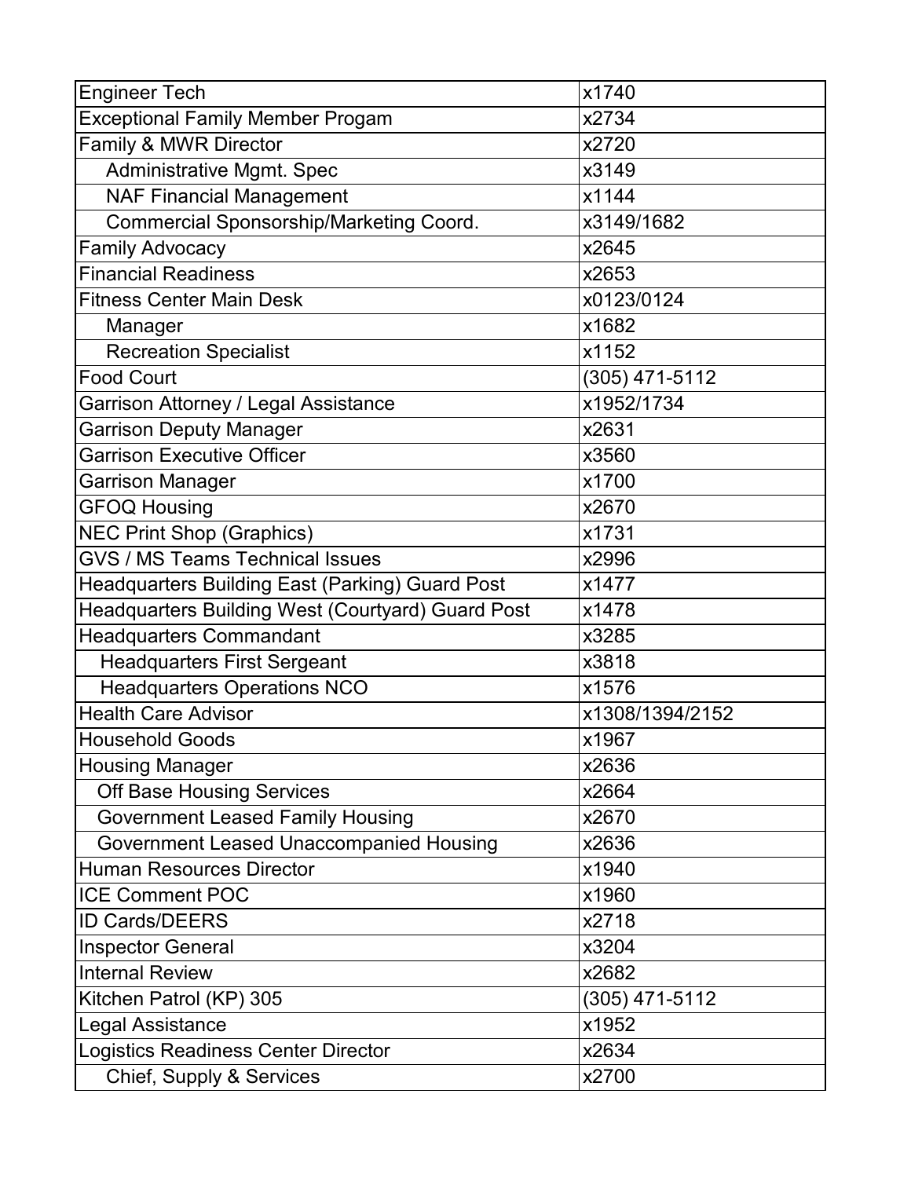| | |
|---|---|
| Engineer Tech | x1740 |
| Exceptional Family Member Progam | x2734 |
| Family & MWR Director | x2720 |
| Administrative Mgmt. Spec | x3149 |
| NAF Financial Management | x1144 |
| Commercial Sponsorship/Marketing Coord. | x3149/1682 |
| Family Advocacy | x2645 |
| Financial Readiness | x2653 |
| Fitness Center Main Desk | x0123/0124 |
| Manager | x1682 |
| Recreation Specialist | x1152 |
| Food Court | (305) 471-5112 |
| Garrison Attorney / Legal Assistance | x1952/1734 |
| Garrison Deputy Manager | x2631 |
| Garrison Executive Officer | x3560 |
| Garrison Manager | x1700 |
| GFOQ Housing | x2670 |
| NEC Print Shop (Graphics) | x1731 |
| GVS / MS Teams Technical Issues | x2996 |
| Headquarters Building East (Parking) Guard Post | x1477 |
| Headquarters Building West (Courtyard) Guard Post | x1478 |
| Headquarters Commandant | x3285 |
| Headquarters First Sergeant | x3818 |
| Headquarters Operations NCO | x1576 |
| Health Care Advisor | x1308/1394/2152 |
| Household Goods | x1967 |
| Housing Manager | x2636 |
| Off Base Housing Services | x2664 |
| Government Leased Family Housing | x2670 |
| Government Leased Unaccompanied Housing | x2636 |
| Human Resources Director | x1940 |
| ICE Comment POC | x1960 |
| ID Cards/DEERS | x2718 |
| Inspector General | x3204 |
| Internal Review | x2682 |
| Kitchen Patrol (KP) 305 | (305) 471-5112 |
| Legal Assistance | x1952 |
| Logistics Readiness Center Director | x2634 |
| Chief, Supply & Services | x2700 |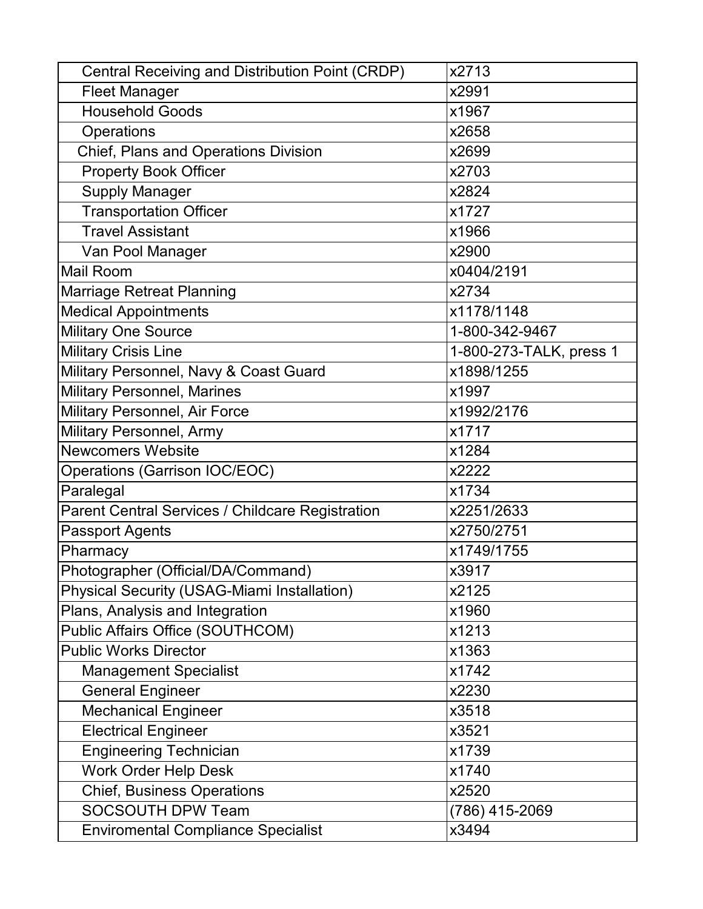| | |
|---|---|
| Central Receiving and Distribution Point (CRDP) | x2713 |
| Fleet Manager | x2991 |
| Household Goods | x1967 |
| Operations | x2658 |
| Chief, Plans and Operations Division | x2699 |
| Property Book Officer | x2703 |
| Supply Manager | x2824 |
| Transportation Officer | x1727 |
| Travel Assistant | x1966 |
| Van Pool Manager | x2900 |
| Mail Room | x0404/2191 |
| Marriage Retreat Planning | x2734 |
| Medical Appointments | x1178/1148 |
| Military One Source | 1-800-342-9467 |
| Military Crisis Line | 1-800-273-TALK, press 1 |
| Military Personnel, Navy & Coast Guard | x1898/1255 |
| Military Personnel, Marines | x1997 |
| Military Personnel, Air Force | x1992/2176 |
| Military Personnel, Army | x1717 |
| Newcomers Website | x1284 |
| Operations (Garrison IOC/EOC) | x2222 |
| Paralegal | x1734 |
| Parent Central Services / Childcare Registration | x2251/2633 |
| Passport Agents | x2750/2751 |
| Pharmacy | x1749/1755 |
| Photographer (Official/DA/Command) | x3917 |
| Physical Security (USAG-Miami Installation) | x2125 |
| Plans, Analysis and Integration | x1960 |
| Public Affairs Office (SOUTHCOM) | x1213 |
| Public Works Director | x1363 |
| Management Specialist | x1742 |
| General Engineer | x2230 |
| Mechanical Engineer | x3518 |
| Electrical Engineer | x3521 |
| Engineering Technician | x1739 |
| Work Order Help Desk | x1740 |
| Chief, Business Operations | x2520 |
| SOCSOUTH DPW Team | (786) 415-2069 |
| Enviromental Compliance Specialist | x3494 |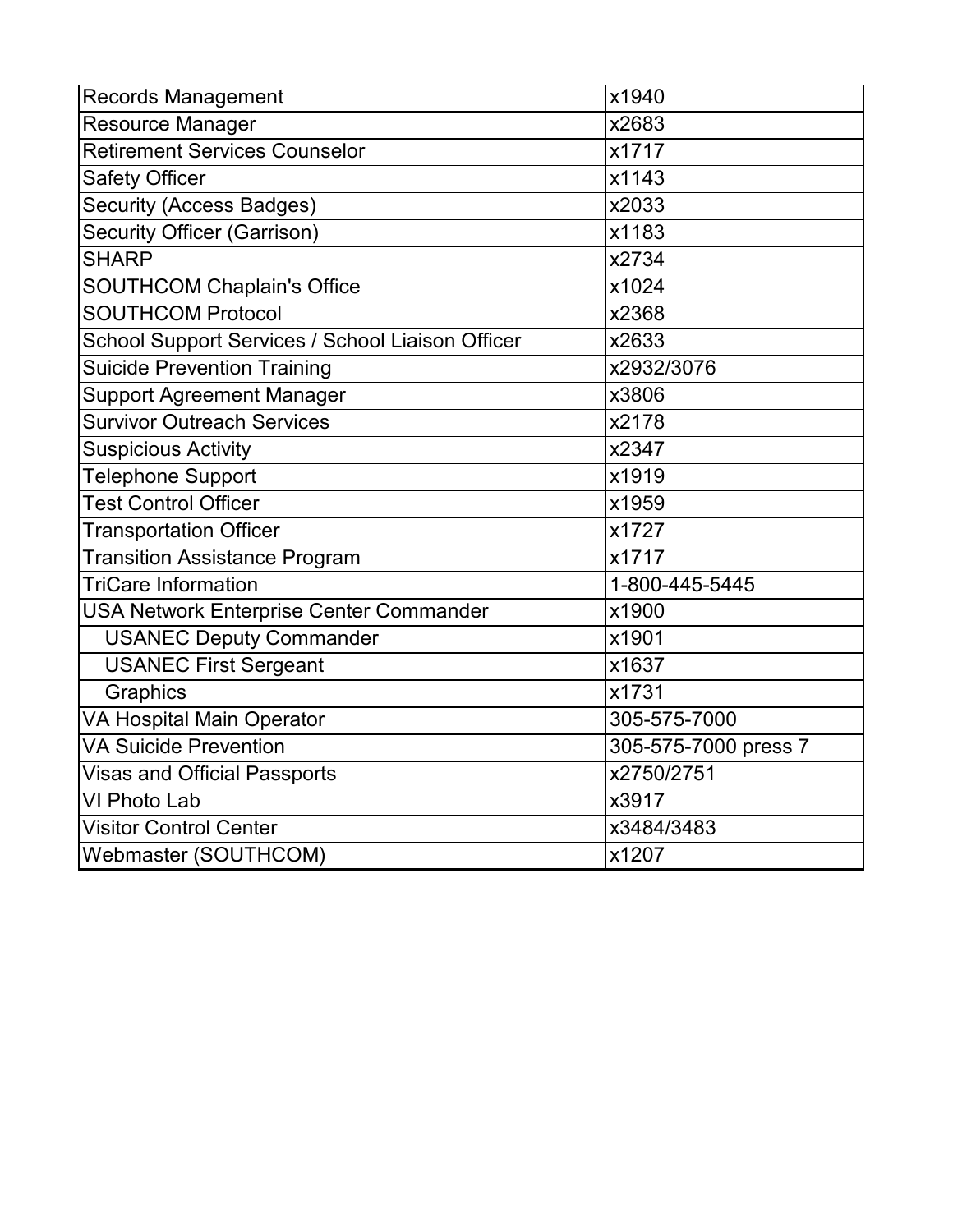| | |
|---|---|
| Records Management | x1940 |
| Resource Manager | x2683 |
| Retirement Services Counselor | x1717 |
| Safety Officer | x1143 |
| Security (Access Badges) | x2033 |
| Security Officer (Garrison) | x1183 |
| SHARP | x2734 |
| SOUTHCOM Chaplain's Office | x1024 |
| SOUTHCOM Protocol | x2368 |
| School Support Services / School Liaison Officer | x2633 |
| Suicide Prevention Training | x2932/3076 |
| Support Agreement Manager | x3806 |
| Survivor Outreach Services | x2178 |
| Suspicious Activity | x2347 |
| Telephone Support | x1919 |
| Test Control Officer | x1959 |
| Transportation Officer | x1727 |
| Transition Assistance Program | x1717 |
| TriCare Information | 1-800-445-5445 |
| USA Network Enterprise Center Commander | x1900 |
| USANEC Deputy Commander | x1901 |
| USANEC First Sergeant | x1637 |
| Graphics | x1731 |
| VA Hospital Main Operator | 305-575-7000 |
| VA Suicide Prevention | 305-575-7000 press 7 |
| Visas and Official Passports | x2750/2751 |
| VI Photo Lab | x3917 |
| Visitor Control Center | x3484/3483 |
| Webmaster (SOUTHCOM) | x1207 |